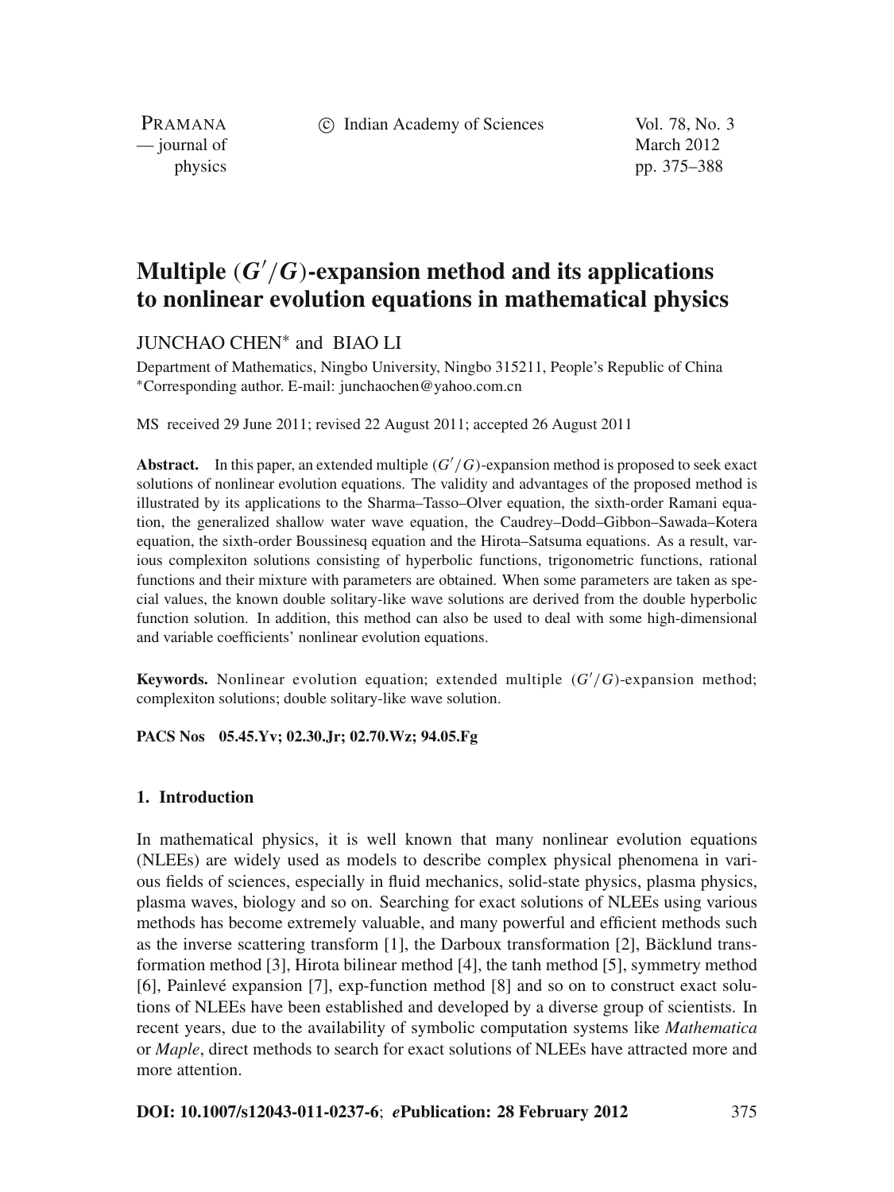# Multiple $(G'/G)$-expansion method and its applications to nonlinear evolution equations in mathematical physics

JUNCHAO CHEN* and BIAO LI

Department of Mathematics, Ningbo University, Ningbo 315211, People's Republic of China
*Corresponding author. E-mail: junchaochen@yahoo.com.cn

MS received 29 June 2011; revised 22 August 2011; accepted 26 August 2011

**Abstract.** In this paper, an extended multiple $(G'/G)$-expansion method is proposed to seek exact solutions of nonlinear evolution equations. The validity and advantages of the proposed method is illustrated by its applications to the Sharma–Tasso–Olver equation, the sixth-order Ramani equation, the generalized shallow water wave equation, the Caudrey–Dodd–Gibbon–Sawada–Kotera equation, the sixth-order Boussinesq equation and the Hirota–Satsuma equations. As a result, various complexiton solutions consisting of hyperbolic functions, trigonometric functions, rational functions and their mixture with parameters are obtained. When some parameters are taken as special values, the known double solitary-like wave solutions are derived from the double hyperbolic function solution. In addition, this method can also be used to deal with some high-dimensional and variable coefficients' nonlinear evolution equations.

**Keywords.** Nonlinear evolution equation; extended multiple $(G'/G)$-expansion method; complexiton solutions; double solitary-like wave solution.

**PACS Nos** 05.45.Yv; 02.30.Jr; 02.70.Wz; 94.05.Fg

## 1. Introduction

In mathematical physics, it is well known that many nonlinear evolution equations (NLEEs) are widely used as models to describe complex physical phenomena in various fields of sciences, especially in fluid mechanics, solid-state physics, plasma physics, plasma waves, biology and so on. Searching for exact solutions of NLEEs using various methods has become extremely valuable, and many powerful and efficient methods such as the inverse scattering transform [1], the Darboux transformation [2], Bäcklund transformation method [3], Hirota bilinear method [4], the tanh method [5], symmetry method [6], Painlevé expansion [7], exp-function method [8] and so on to construct exact solutions of NLEEs have been established and developed by a diverse group of scientists. In recent years, due to the availability of symbolic computation systems like *Mathematica* or *Maple*, direct methods to search for exact solutions of NLEEs have attracted more and more attention.

**DOI: 10.1007/s12043-011-0237-6**; ***e*Publication: 28 February 2012**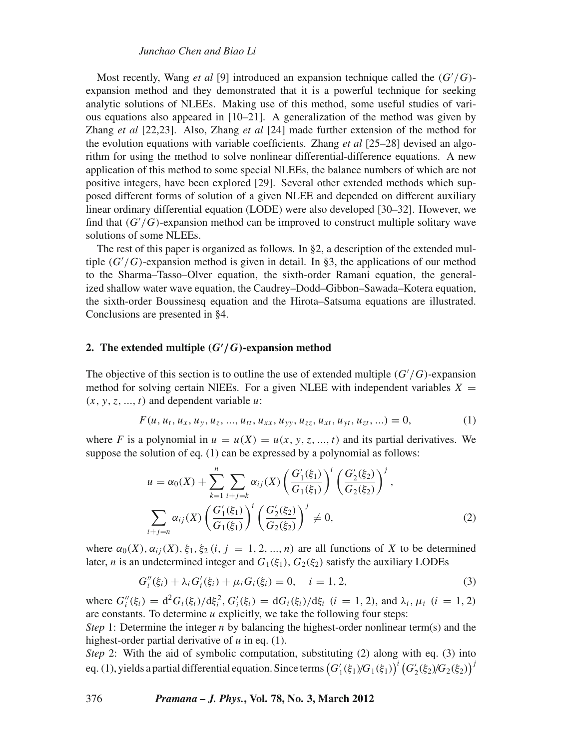Most recently, Wang *et al* [9] introduced an expansion technique called the $(G'/G)$-expansion method and they demonstrated that it is a powerful technique for seeking analytic solutions of NLEEs. Making use of this method, some useful studies of various equations also appeared in [10–21]. A generalization of the method was given by Zhang *et al* [22,23]. Also, Zhang *et al* [24] made further extension of the method for the evolution equations with variable coefficients. Zhang *et al* [25–28] devised an algorithm for using the method to solve nonlinear differential-difference equations. A new application of this method to some special NLEEs, the balance numbers of which are not positive integers, have been explored [29]. Several other extended methods which supposed different forms of solution of a given NLEE and depended on different auxiliary linear ordinary differential equation (LODE) were also developed [30–32]. However, we find that $(G'/G)$-expansion method can be improved to construct multiple solitary wave solutions of some NLEEs.

The rest of this paper is organized as follows. In §2, a description of the extended multiple $(G'/G)$-expansion method is given in detail. In §3, the applications of our method to the Sharma–Tasso–Olver equation, the sixth-order Ramani equation, the generalized shallow water wave equation, the Caudrey–Dodd–Gibbon–Sawada–Kotera equation, the sixth-order Boussinesq equation and the Hirota–Satsuma equations are illustrated. Conclusions are presented in §4.

## 2. The extended multiple $(G'/G)$-expansion method

The objective of this section is to outline the use of extended multiple $(G'/G)$-expansion method for solving certain NlEEs. For a given NLEE with independent variables $X = (x, y, z, ..., t)$ and dependent variable $u$:

$$F(u, u_t, u_x, u_y, u_z, ..., u_{tt}, u_{xx}, u_{yy}, u_{zz}, u_{xt}, u_{yt}, u_{zt}, ...) = 0, \tag{1}$$

where $F$ is a polynomial in $u = u(X) = u(x, y, z, ..., t)$ and its partial derivatives. We suppose the solution of eq. (1) can be expressed by a polynomial as follows:

$$u = \alpha_0(X) + \sum_{k=1}^{n} \sum_{i+j=k} \alpha_{ij}(X) \left(\frac{G_1'(\xi_1)}{G_1(\xi_1)}\right)^i \left(\frac{G_2'(\xi_2)}{G_2(\xi_2)}\right)^j,$$
$$\sum_{i+j=n} \alpha_{ij}(X) \left(\frac{G_1'(\xi_1)}{G_1(\xi_1)}\right)^i \left(\frac{G_2'(\xi_2)}{G_2(\xi_2)}\right)^j \neq 0, \tag{2}$$

where $\alpha_0(X), \alpha_{ij}(X), \xi_1, \xi_2$ $(i, j = 1, 2, ..., n)$ are all functions of $X$ to be determined later, $n$ is an undetermined integer and $G_1(\xi_1)$, $G_2(\xi_2)$ satisfy the auxiliary LODEs

$$G_i''(\xi_i) + \lambda_i G_i'(\xi_i) + \mu_i G_i(\xi_i) = 0, \quad i = 1, 2, \tag{3}$$

where $G_i''(\xi_i) = \mathrm{d}^2 G_i(\xi_i)/\mathrm{d}\xi_i^2$, $G_i'(\xi_i) = \mathrm{d}G_i(\xi_i)/\mathrm{d}\xi_i$ $(i = 1, 2)$, and $\lambda_i, \mu_i$ $(i = 1, 2)$ are constants. To determine $u$ explicitly, we take the following four steps:

*Step* 1: Determine the integer $n$ by balancing the highest-order nonlinear term(s) and the highest-order partial derivative of $u$ in eq. (1).

*Step* 2: With the aid of symbolic computation, substituting (2) along with eq. (3) into eq. (1), yields a partial differential equation. Since terms $\left(G_1'(\xi_1)/G_1(\xi_1)\right)^i \left(G_2'(\xi_2)/G_2(\xi_2)\right)^j$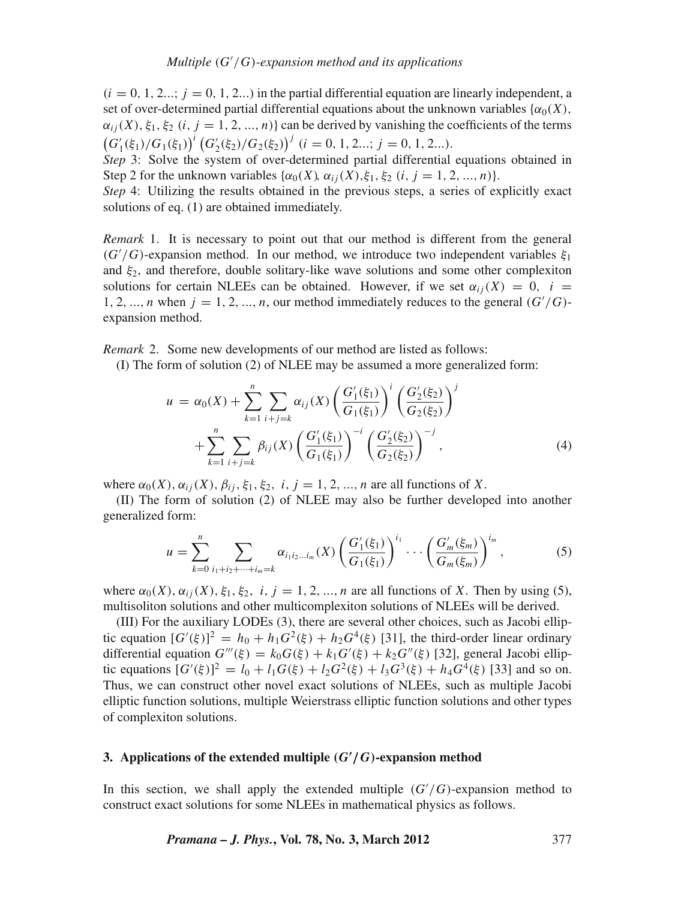$(i = 0, 1, 2...;\ j = 0, 1, 2...)$ in the partial differential equation are linearly independent, a set of over-determined partial differential equations about the unknown variables $\{\alpha_0(X), \alpha_{ij}(X), \xi_1, \xi_2\ (i, j = 1, 2, ..., n)\}$ can be derived by vanishing the coefficients of the terms $\left(G_1'(\xi_1)/G_1(\xi_1)\right)^i \left(G_2'(\xi_2)/G_2(\xi_2)\right)^j$ $(i = 0, 1, 2...;\ j = 0, 1, 2...)$.

*Step* 3: Solve the system of over-determined partial differential equations obtained in Step 2 for the unknown variables $\{\alpha_0(X), \alpha_{ij}(X), \xi_1, \xi_2\ (i, j = 1, 2, ..., n)\}$.

*Step* 4: Utilizing the results obtained in the previous steps, a series of explicitly exact solutions of eq. (1) are obtained immediately.

*Remark* 1. It is necessary to point out that our method is different from the general $(G'/G)$-expansion method. In our method, we introduce two independent variables $\xi_1$ and $\xi_2$, and therefore, double solitary-like wave solutions and some other complexiton solutions for certain NLEEs can be obtained. However, if we set $\alpha_{ij}(X) = 0,\ i = 1, 2, ..., n$ when $j = 1, 2, ..., n$, our method immediately reduces to the general $(G'/G)$-expansion method.

*Remark* 2. Some new developments of our method are listed as follows:

(I) The form of solution (2) of NLEE may be assumed a more generalized form:

$$
\begin{aligned}
u = \alpha_0(X) &+ \sum_{k=1}^{n} \sum_{i+j=k} \alpha_{ij}(X) \left(\frac{G_1'(\xi_1)}{G_1(\xi_1)}\right)^i \left(\frac{G_2'(\xi_2)}{G_2(\xi_2)}\right)^j \\
&+ \sum_{k=1}^{n} \sum_{i+j=k} \beta_{ij}(X) \left(\frac{G_1'(\xi_1)}{G_1(\xi_1)}\right)^{-i} \left(\frac{G_2'(\xi_2)}{G_2(\xi_2)}\right)^{-j},
\end{aligned}
\tag{4}
$$

where $\alpha_0(X), \alpha_{ij}(X), \beta_{ij}, \xi_1, \xi_2,\ i, j = 1, 2, ..., n$ are all functions of $X$.

(II) The form of solution (2) of NLEE may also be further developed into another generalized form:

$$
u = \sum_{k=0}^{n} \sum_{i_1+i_2+\cdots+i_m=k} \alpha_{i_1 i_2 \ldots i_m}(X) \left(\frac{G_1'(\xi_1)}{G_1(\xi_1)}\right)^{i_1} \cdots \left(\frac{G_m'(\xi_m)}{G_m(\xi_m)}\right)^{i_m},
\tag{5}
$$

where $\alpha_0(X), \alpha_{ij}(X), \xi_1, \xi_2,\ i, j = 1, 2, ..., n$ are all functions of $X$. Then by using (5), multisoliton solutions and other multicomplexiton solutions of NLEEs will be derived.

(III) For the auxiliary LODEs (3), there are several other choices, such as Jacobi elliptic equation $[G'(\xi)]^2 = h_0 + h_1 G^2(\xi) + h_2 G^4(\xi)$ [31], the third-order linear ordinary differential equation $G'''(\xi) = k_0 G(\xi) + k_1 G'(\xi) + k_2 G''(\xi)$ [32], general Jacobi elliptic equations $[G'(\xi)]^2 = l_0 + l_1 G(\xi) + l_2 G^2(\xi) + l_3 G^3(\xi) + h_4 G^4(\xi)$ [33] and so on. Thus, we can construct other novel exact solutions of NLEEs, such as multiple Jacobi elliptic function solutions, multiple Weierstrass elliptic function solutions and other types of complexiton solutions.

## 3. Applications of the extended multiple $(G'/G)$-expansion method

In this section, we shall apply the extended multiple $(G'/G)$-expansion method to construct exact solutions for some NLEEs in mathematical physics as follows.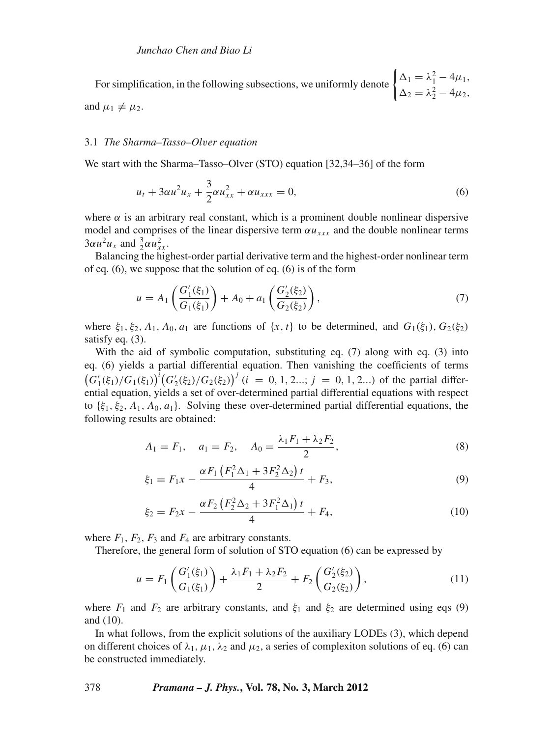For simplification, in the following subsections, we uniformly denote $\begin{cases} \Delta_1 = \lambda_1^2 - 4\mu_1, \\ \Delta_2 = \lambda_2^2 - 4\mu_2, \end{cases}$ and $\mu_1 \neq \mu_2$.

### 3.1 *The Sharma–Tasso–Olver equation*

We start with the Sharma–Tasso–Olver (STO) equation [32,34–36] of the form

$$u_t + 3\alpha u^2 u_x + \frac{3}{2}\alpha u_{xx}^2 + \alpha u_{xxx} = 0, \tag{6}$$

where $\alpha$ is an arbitrary real constant, which is a prominent double nonlinear dispersive model and comprises of the linear dispersive term $\alpha u_{xxx}$ and the double nonlinear terms $3\alpha u^2 u_x$ and $\frac{3}{2}\alpha u_{xx}^2$.

Balancing the highest-order partial derivative term and the highest-order nonlinear term of eq. (6), we suppose that the solution of eq. (6) is of the form

$$u = A_1\left(\frac{G_1'(\xi_1)}{G_1(\xi_1)}\right) + A_0 + a_1\left(\frac{G_2'(\xi_2)}{G_2(\xi_2)}\right), \tag{7}$$

where $\xi_1, \xi_2, A_1, A_0, a_1$ are functions of $\{x, t\}$ to be determined, and $G_1(\xi_1), G_2(\xi_2)$ satisfy eq. (3).

With the aid of symbolic computation, substituting eq. (7) along with eq. (3) into eq. (6) yields a partial differential equation. Then vanishing the coefficients of terms $\left(G_1'(\xi_1)/G_1(\xi_1)\right)^i \left(G_2'(\xi_2)/G_2(\xi_2)\right)^j$ $(i = 0, 1, 2...; j = 0, 1, 2...)$ of the partial differential equation, yields a set of over-determined partial differential equations with respect to $\{\xi_1, \xi_2, A_1, A_0, a_1\}$. Solving these over-determined partial differential equations, the following results are obtained:

$$A_1 = F_1, \quad a_1 = F_2, \quad A_0 = \frac{\lambda_1 F_1 + \lambda_2 F_2}{2}, \tag{8}$$

$$\xi_1 = F_1 x - \frac{\alpha F_1\left(F_1^2\Delta_1 + 3F_2^2\Delta_2\right)t}{4} + F_3, \tag{9}$$

$$\xi_2 = F_2 x - \frac{\alpha F_2\left(F_2^2\Delta_2 + 3F_1^2\Delta_1\right)t}{4} + F_4, \tag{10}$$

where $F_1$, $F_2$, $F_3$ and $F_4$ are arbitrary constants.

Therefore, the general form of solution of STO equation (6) can be expressed by

$$u = F_1\left(\frac{G_1'(\xi_1)}{G_1(\xi_1)}\right) + \frac{\lambda_1 F_1 + \lambda_2 F_2}{2} + F_2\left(\frac{G_2'(\xi_2)}{G_2(\xi_2)}\right), \tag{11}$$

where $F_1$ and $F_2$ are arbitrary constants, and $\xi_1$ and $\xi_2$ are determined using eqs (9) and (10).

In what follows, from the explicit solutions of the auxiliary LODEs (3), which depend on different choices of $\lambda_1$, $\mu_1$, $\lambda_2$ and $\mu_2$, a series of complexiton solutions of eq. (6) can be constructed immediately.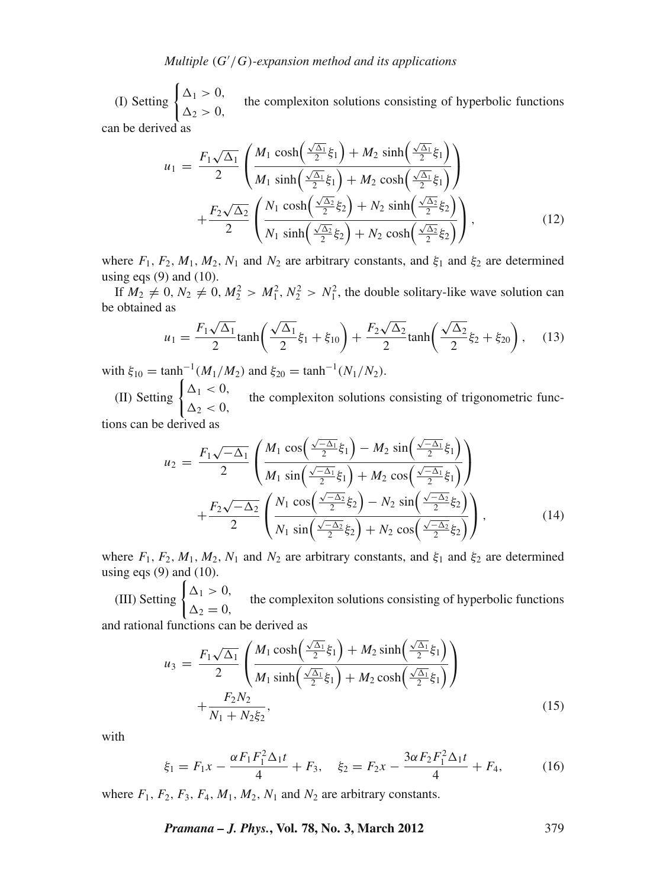(I) Setting $\begin{cases} \Delta_1 > 0, \\ \Delta_2 > 0, \end{cases}$ the complexiton solutions consisting of hyperbolic functions can be derived as

$$
\begin{aligned}
u_1 = {} & \frac{F_1\sqrt{\Delta_1}}{2}\left(\frac{M_1\cosh\left(\frac{\sqrt{\Delta_1}}{2}\xi_1\right)+M_2\sinh\left(\frac{\sqrt{\Delta_1}}{2}\xi_1\right)}{M_1\sinh\left(\frac{\sqrt{\Delta_1}}{2}\xi_1\right)+M_2\cosh\left(\frac{\sqrt{\Delta_1}}{2}\xi_1\right)}\right) \\
& +\frac{F_2\sqrt{\Delta_2}}{2}\left(\frac{N_1\cosh\left(\frac{\sqrt{\Delta_2}}{2}\xi_2\right)+N_2\sinh\left(\frac{\sqrt{\Delta_2}}{2}\xi_2\right)}{N_1\sinh\left(\frac{\sqrt{\Delta_2}}{2}\xi_2\right)+N_2\cosh\left(\frac{\sqrt{\Delta_2}}{2}\xi_2\right)}\right),
\end{aligned}
\tag{12}
$$

where $F_1$, $F_2$, $M_1$, $M_2$, $N_1$ and $N_2$ are arbitrary constants, and $\xi_1$ and $\xi_2$ are determined using eqs (9) and (10).

If $M_2 \neq 0$, $N_2 \neq 0$, $M_2^2 > M_1^2$, $N_2^2 > N_1^2$, the double solitary-like wave solution can be obtained as

$$
u_1 = \frac{F_1\sqrt{\Delta_1}}{2}\tanh\left(\frac{\sqrt{\Delta_1}}{2}\xi_1+\xi_{10}\right)+\frac{F_2\sqrt{\Delta_2}}{2}\tanh\left(\frac{\sqrt{\Delta_2}}{2}\xi_2+\xi_{20}\right), \tag{13}
$$

with $\xi_{10} = \tanh^{-1}(M_1/M_2)$ and $\xi_{20} = \tanh^{-1}(N_1/N_2)$.

(II) Setting $\begin{cases} \Delta_1 < 0, \\ \Delta_2 < 0, \end{cases}$ the complexiton solutions consisting of trigonometric functions can be derived as

$$
\begin{aligned}
u_2 = {} & \frac{F_1\sqrt{-\Delta_1}}{2}\left(\frac{M_1\cos\left(\frac{\sqrt{-\Delta_1}}{2}\xi_1\right)-M_2\sin\left(\frac{\sqrt{-\Delta_1}}{2}\xi_1\right)}{M_1\sin\left(\frac{\sqrt{-\Delta_1}}{2}\xi_1\right)+M_2\cos\left(\frac{\sqrt{-\Delta_1}}{2}\xi_1\right)}\right) \\
& +\frac{F_2\sqrt{-\Delta_2}}{2}\left(\frac{N_1\cos\left(\frac{\sqrt{-\Delta_2}}{2}\xi_2\right)-N_2\sin\left(\frac{\sqrt{-\Delta_2}}{2}\xi_2\right)}{N_1\sin\left(\frac{\sqrt{-\Delta_2}}{2}\xi_2\right)+N_2\cos\left(\frac{\sqrt{-\Delta_2}}{2}\xi_2\right)}\right),
\end{aligned}
\tag{14}
$$

where $F_1$, $F_2$, $M_1$, $M_2$, $N_1$ and $N_2$ are arbitrary constants, and $\xi_1$ and $\xi_2$ are determined using eqs (9) and (10).

(III) Setting $\begin{cases} \Delta_1 > 0, \\ \Delta_2 = 0, \end{cases}$ the complexiton solutions consisting of hyperbolic functions and rational functions can be derived as

$$
\begin{aligned}
u_3 = {} & \frac{F_1\sqrt{\Delta_1}}{2}\left(\frac{M_1\cosh\left(\frac{\sqrt{\Delta_1}}{2}\xi_1\right)+M_2\sinh\left(\frac{\sqrt{\Delta_1}}{2}\xi_1\right)}{M_1\sinh\left(\frac{\sqrt{\Delta_1}}{2}\xi_1\right)+M_2\cosh\left(\frac{\sqrt{\Delta_1}}{2}\xi_1\right)}\right) \\
& +\frac{F_2N_2}{N_1+N_2\xi_2},
\end{aligned}
\tag{15}
$$

with

$$
\xi_1 = F_1x - \frac{\alpha F_1F_1^2\Delta_1 t}{4}+F_3, \quad \xi_2 = F_2x-\frac{3\alpha F_2F_1^2\Delta_1 t}{4}+F_4, \tag{16}
$$

where $F_1$, $F_2$, $F_3$, $F_4$, $M_1$, $M_2$, $N_1$ and $N_2$ are arbitrary constants.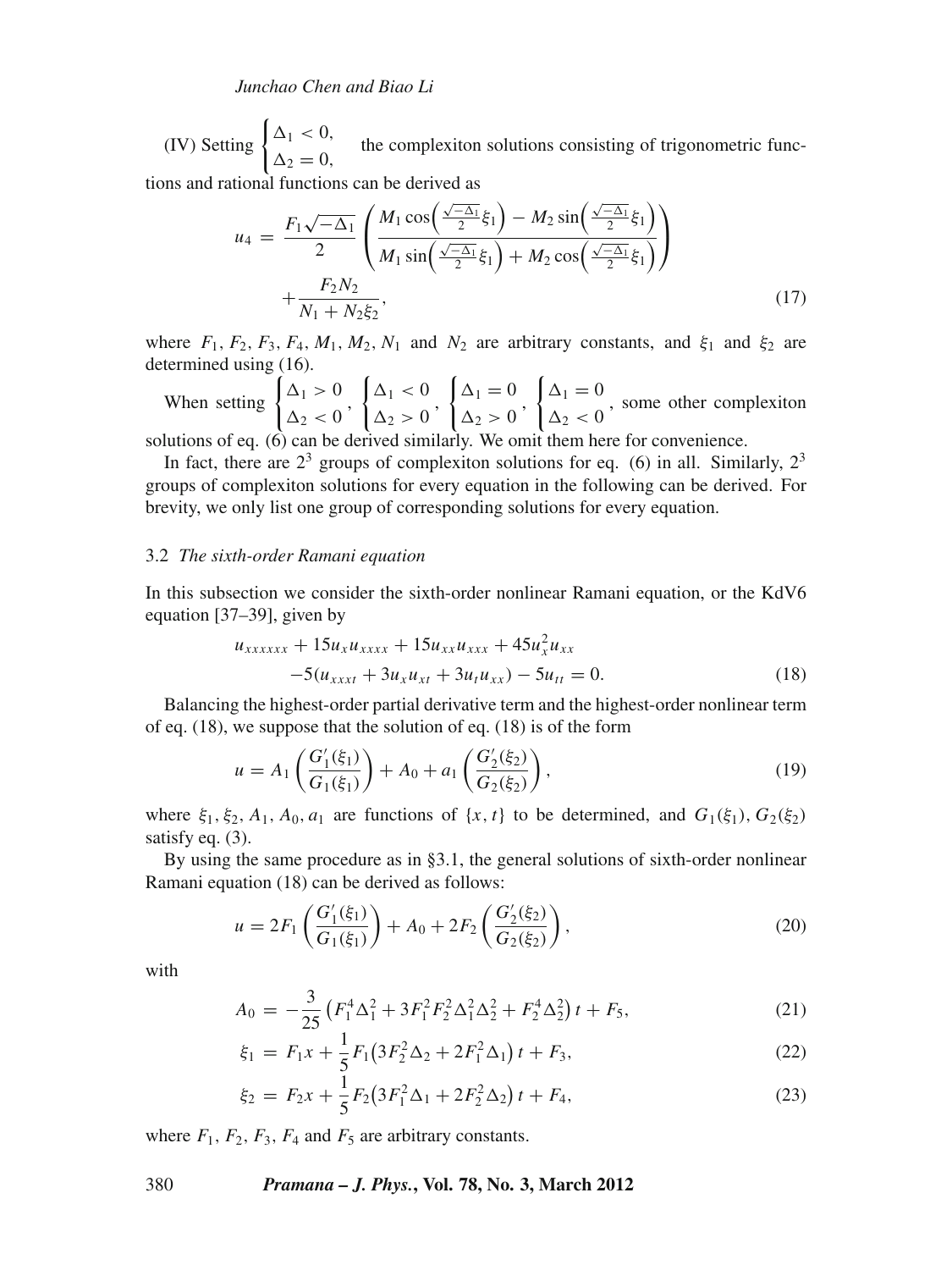(IV) Setting $\begin{cases} \Delta_1 < 0, \\ \Delta_2 = 0, \end{cases}$ the complexiton solutions consisting of trigonometric functions and rational functions can be derived as

$$u_4 = \frac{F_1\sqrt{-\Delta_1}}{2}\left(\frac{M_1\cos\left(\frac{\sqrt{-\Delta_1}}{2}\xi_1\right) - M_2\sin\left(\frac{\sqrt{-\Delta_1}}{2}\xi_1\right)}{M_1\sin\left(\frac{\sqrt{-\Delta_1}}{2}\xi_1\right) + M_2\cos\left(\frac{\sqrt{-\Delta_1}}{2}\xi_1\right)}\right) + \frac{F_2 N_2}{N_1 + N_2\xi_2}, \tag{17}$$

where $F_1$, $F_2$, $F_3$, $F_4$, $M_1$, $M_2$, $N_1$ and $N_2$ are arbitrary constants, and $\xi_1$ and $\xi_2$ are determined using (16).

When setting $\begin{cases} \Delta_1 > 0 \\ \Delta_2 < 0 \end{cases}$, $\begin{cases} \Delta_1 < 0 \\ \Delta_2 > 0 \end{cases}$, $\begin{cases} \Delta_1 = 0 \\ \Delta_2 > 0 \end{cases}$, $\begin{cases} \Delta_1 = 0 \\ \Delta_2 < 0 \end{cases}$, some other complexiton solutions of eq. (6) can be derived similarly. We omit them here for convenience.

In fact, there are $2^3$ groups of complexiton solutions for eq. (6) in all. Similarly, $2^3$ groups of complexiton solutions for every equation in the following can be derived. For brevity, we only list one group of corresponding solutions for every equation.

### 3.2 *The sixth-order Ramani equation*

In this subsection we consider the sixth-order nonlinear Ramani equation, or the KdV6 equation [37–39], given by

$$u_{xxxxxx} + 15u_x u_{xxxx} + 15u_{xx}u_{xxx} + 45u_x^2 u_{xx} - 5(u_{xxxt} + 3u_x u_{xt} + 3u_t u_{xx}) - 5u_{tt} = 0. \tag{18}$$

Balancing the highest-order partial derivative term and the highest-order nonlinear term of eq. (18), we suppose that the solution of eq. (18) is of the form

$$u = A_1\left(\frac{G_1'(\xi_1)}{G_1(\xi_1)}\right) + A_0 + a_1\left(\frac{G_2'(\xi_2)}{G_2(\xi_2)}\right), \tag{19}$$

where $\xi_1, \xi_2, A_1, A_0, a_1$ are functions of $\{x, t\}$ to be determined, and $G_1(\xi_1)$, $G_2(\xi_2)$ satisfy eq. (3).

By using the same procedure as in §3.1, the general solutions of sixth-order nonlinear Ramani equation (18) can be derived as follows:

$$u = 2F_1\left(\frac{G_1'(\xi_1)}{G_1(\xi_1)}\right) + A_0 + 2F_2\left(\frac{G_2'(\xi_2)}{G_2(\xi_2)}\right), \tag{20}$$

with

$$A_0 = -\frac{3}{25}\left(F_1^4\Delta_1^2 + 3F_1^2F_2^2\Delta_1^2\Delta_2^2 + F_2^4\Delta_2^2\right)t + F_5, \tag{21}$$

$$\xi_1 = F_1 x + \frac{1}{5}F_1\left(3F_2^2\Delta_2 + 2F_1^2\Delta_1\right)t + F_3, \tag{22}$$

$$\xi_2 = F_2 x + \frac{1}{5}F_2\left(3F_1^2\Delta_1 + 2F_2^2\Delta_2\right)t + F_4, \tag{23}$$

where $F_1$, $F_2$, $F_3$, $F_4$ and $F_5$ are arbitrary constants.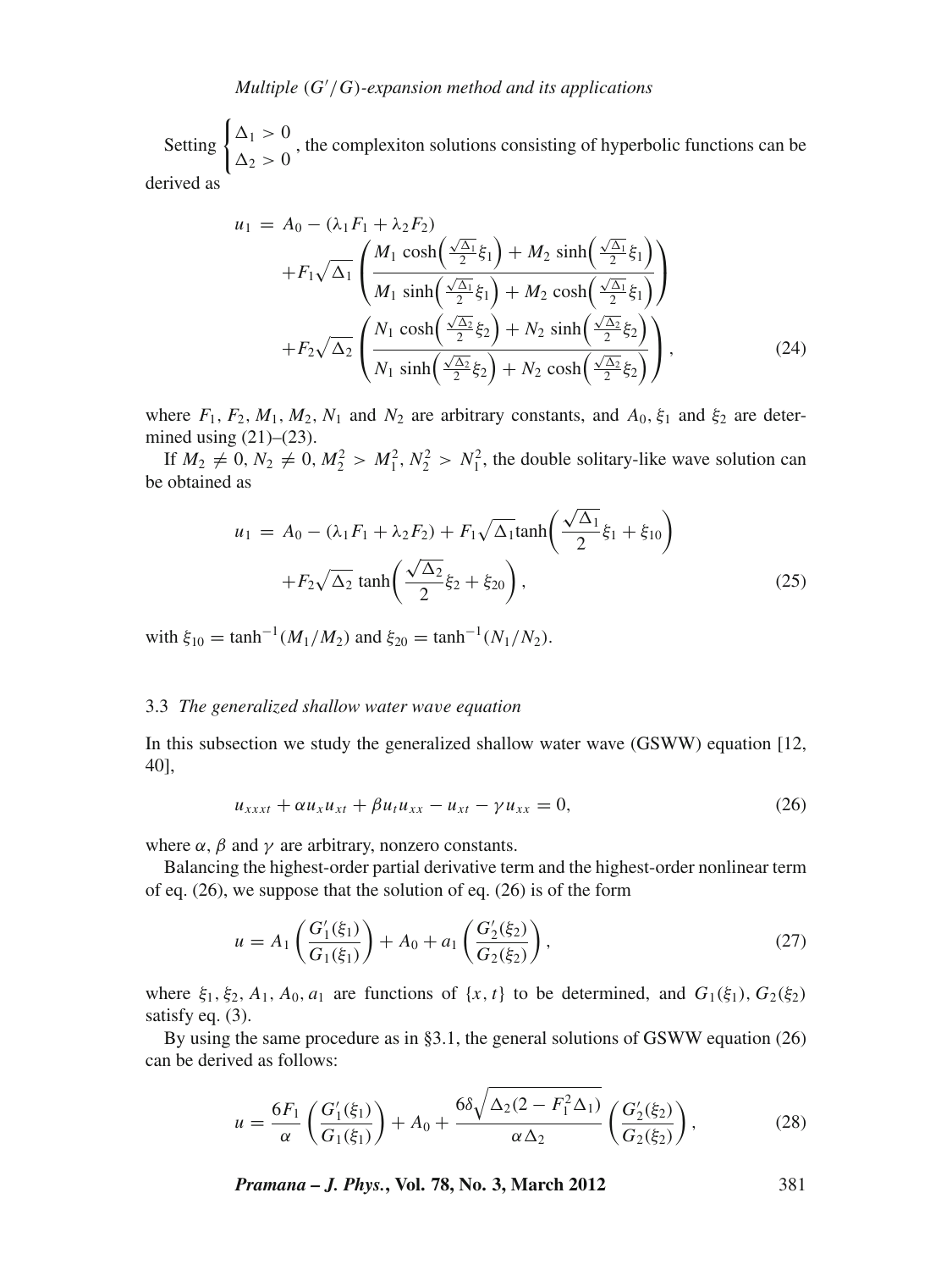Setting $\begin{cases} \Delta_1 > 0 \\ \Delta_2 > 0 \end{cases}$, the complexiton solutions consisting of hyperbolic functions can be derived as

$$
\begin{aligned}
u_1 = {} & A_0 - (\lambda_1 F_1 + \lambda_2 F_2) \\
& + F_1\sqrt{\Delta_1}\left(\frac{M_1\cosh\left(\frac{\sqrt{\Delta_1}}{2}\xi_1\right) + M_2\sinh\left(\frac{\sqrt{\Delta_1}}{2}\xi_1\right)}{M_1\sinh\left(\frac{\sqrt{\Delta_1}}{2}\xi_1\right) + M_2\cosh\left(\frac{\sqrt{\Delta_1}}{2}\xi_1\right)}\right) \\
& + F_2\sqrt{\Delta_2}\left(\frac{N_1\cosh\left(\frac{\sqrt{\Delta_2}}{2}\xi_2\right) + N_2\sinh\left(\frac{\sqrt{\Delta_2}}{2}\xi_2\right)}{N_1\sinh\left(\frac{\sqrt{\Delta_2}}{2}\xi_2\right) + N_2\cosh\left(\frac{\sqrt{\Delta_2}}{2}\xi_2\right)}\right),
\end{aligned}
\tag{24}
$$

where $F_1$, $F_2$, $M_1$, $M_2$, $N_1$ and $N_2$ are arbitrary constants, and $A_0$, $\xi_1$ and $\xi_2$ are determined using (21)–(23).

If $M_2 \neq 0$, $N_2 \neq 0$, $M_2^2 > M_1^2$, $N_2^2 > N_1^2$, the double solitary-like wave solution can be obtained as

$$
\begin{aligned}
u_1 = {} & A_0 - (\lambda_1 F_1 + \lambda_2 F_2) + F_1\sqrt{\Delta_1}\tanh\left(\frac{\sqrt{\Delta_1}}{2}\xi_1 + \xi_{10}\right) \\
& + F_2\sqrt{\Delta_2}\tanh\left(\frac{\sqrt{\Delta_2}}{2}\xi_2 + \xi_{20}\right),
\end{aligned}
\tag{25}
$$

with $\xi_{10} = \tanh^{-1}(M_1/M_2)$ and $\xi_{20} = \tanh^{-1}(N_1/N_2)$.

### 3.3 *The generalized shallow water wave equation*

In this subsection we study the generalized shallow water wave (GSWW) equation [12, 40],

$$
u_{xxxt} + \alpha u_x u_{xt} + \beta u_t u_{xx} - u_{xt} - \gamma u_{xx} = 0,
\tag{26}
$$

where $\alpha$, $\beta$ and $\gamma$ are arbitrary, nonzero constants.

Balancing the highest-order partial derivative term and the highest-order nonlinear term of eq. (26), we suppose that the solution of eq. (26) is of the form

$$
u = A_1\left(\frac{G_1'(\xi_1)}{G_1(\xi_1)}\right) + A_0 + a_1\left(\frac{G_2'(\xi_2)}{G_2(\xi_2)}\right),
\tag{27}
$$

where $\xi_1, \xi_2, A_1, A_0, a_1$ are functions of $\{x, t\}$ to be determined, and $G_1(\xi_1)$, $G_2(\xi_2)$ satisfy eq. (3).

By using the same procedure as in §3.1, the general solutions of GSWW equation (26) can be derived as follows:

$$
u = \frac{6F_1}{\alpha}\left(\frac{G_1'(\xi_1)}{G_1(\xi_1)}\right) + A_0 + \frac{6\delta\sqrt{\Delta_2(2 - F_1^2\Delta_1)}}{\alpha\Delta_2}\left(\frac{G_2'(\xi_2)}{G_2(\xi_2)}\right),
\tag{28}
$$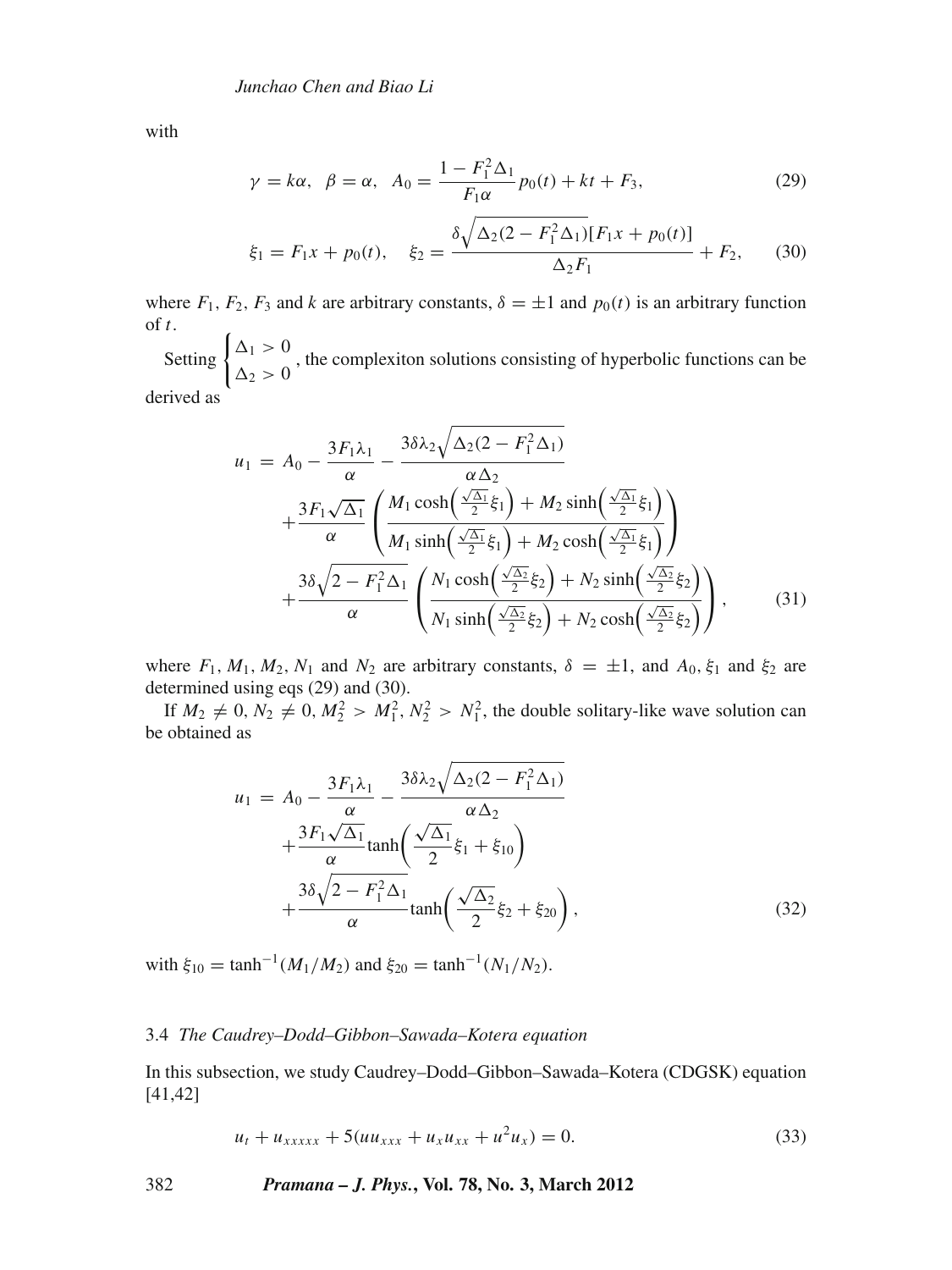with

$$\gamma = k\alpha, \quad \beta = \alpha, \quad A_0 = \frac{1 - F_1^2 \Delta_1}{F_1 \alpha} p_0(t) + kt + F_3, \tag{29}$$

$$\xi_1 = F_1 x + p_0(t), \quad \xi_2 = \frac{\delta \sqrt{\Delta_2 (2 - F_1^2 \Delta_1)} [F_1 x + p_0(t)]}{\Delta_2 F_1} + F_2, \tag{30}$$

where $F_1$, $F_2$, $F_3$ and $k$ are arbitrary constants, $\delta = \pm 1$ and $p_0(t)$ is an arbitrary function of $t$.

Setting $\begin{cases} \Delta_1 > 0 \\ \Delta_2 > 0 \end{cases}$, the complexiton solutions consisting of hyperbolic functions can be derived as

$$\begin{aligned} u_1 = {} & A_0 - \frac{3F_1 \lambda_1}{\alpha} - \frac{3\delta \lambda_2 \sqrt{\Delta_2 (2 - F_1^2 \Delta_1)}}{\alpha \Delta_2} \\ & + \frac{3F_1 \sqrt{\Delta_1}}{\alpha} \left( \frac{M_1 \cosh\left(\frac{\sqrt{\Delta_1}}{2} \xi_1\right) + M_2 \sinh\left(\frac{\sqrt{\Delta_1}}{2} \xi_1\right)}{M_1 \sinh\left(\frac{\sqrt{\Delta_1}}{2} \xi_1\right) + M_2 \cosh\left(\frac{\sqrt{\Delta_1}}{2} \xi_1\right)} \right) \\ & + \frac{3\delta \sqrt{2 - F_1^2 \Delta_1}}{\alpha} \left( \frac{N_1 \cosh\left(\frac{\sqrt{\Delta_2}}{2} \xi_2\right) + N_2 \sinh\left(\frac{\sqrt{\Delta_2}}{2} \xi_2\right)}{N_1 \sinh\left(\frac{\sqrt{\Delta_2}}{2} \xi_2\right) + N_2 \cosh\left(\frac{\sqrt{\Delta_2}}{2} \xi_2\right)} \right), \end{aligned} \tag{31}$$

where $F_1$, $M_1$, $M_2$, $N_1$ and $N_2$ are arbitrary constants, $\delta = \pm 1$, and $A_0$, $\xi_1$ and $\xi_2$ are determined using eqs (29) and (30).

If $M_2 \neq 0$, $N_2 \neq 0$, $M_2^2 > M_1^2$, $N_2^2 > N_1^2$, the double solitary-like wave solution can be obtained as

$$\begin{aligned} u_1 = {} & A_0 - \frac{3F_1 \lambda_1}{\alpha} - \frac{3\delta \lambda_2 \sqrt{\Delta_2 (2 - F_1^2 \Delta_1)}}{\alpha \Delta_2} \\ & + \frac{3F_1 \sqrt{\Delta_1}}{\alpha} \tanh\left( \frac{\sqrt{\Delta_1}}{2} \xi_1 + \xi_{10} \right) \\ & + \frac{3\delta \sqrt{2 - F_1^2 \Delta_1}}{\alpha} \tanh\left( \frac{\sqrt{\Delta_2}}{2} \xi_2 + \xi_{20} \right), \end{aligned} \tag{32}$$

with $\xi_{10} = \tanh^{-1}(M_1/M_2)$ and $\xi_{20} = \tanh^{-1}(N_1/N_2)$.

### 3.4 *The Caudrey–Dodd–Gibbon–Sawada–Kotera equation*

In this subsection, we study Caudrey–Dodd–Gibbon–Sawada–Kotera (CDGSK) equation [41,42]

$$u_t + u_{xxxxx} + 5(uu_{xxx} + u_x u_{xx} + u^2 u_x) = 0. \tag{33}$$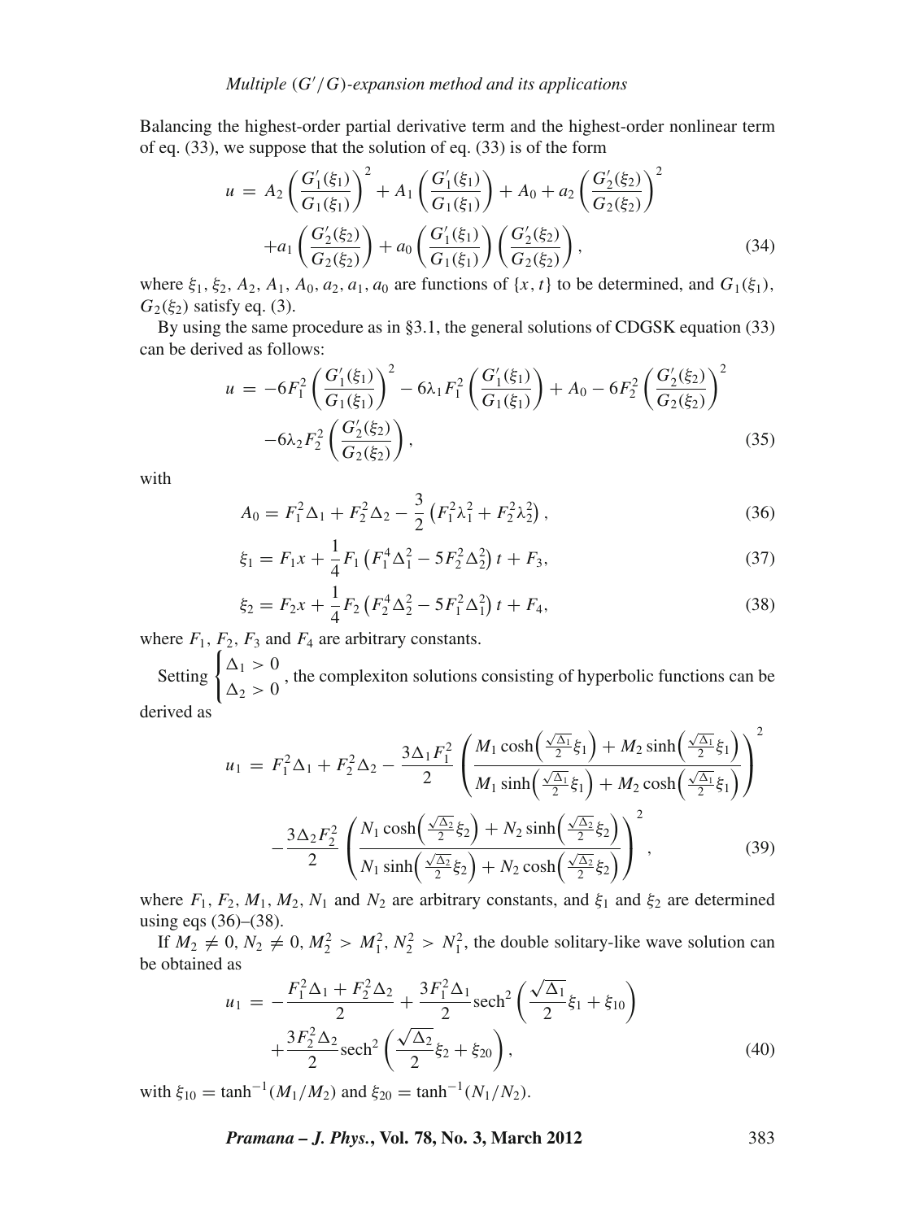Balancing the highest-order partial derivative term and the highest-order nonlinear term of eq. (33), we suppose that the solution of eq. (33) is of the form

$$u = A_2 \left( \frac{G_1'(\xi_1)}{G_1(\xi_1)} \right)^2 + A_1 \left( \frac{G_1'(\xi_1)}{G_1(\xi_1)} \right) + A_0 + a_2 \left( \frac{G_2'(\xi_2)}{G_2(\xi_2)} \right)^2 + a_1 \left( \frac{G_2'(\xi_2)}{G_2(\xi_2)} \right) + a_0 \left( \frac{G_1'(\xi_1)}{G_1(\xi_1)} \right) \left( \frac{G_2'(\xi_2)}{G_2(\xi_2)} \right), \tag{34}$$

where $\xi_1$, $\xi_2$, $A_2$, $A_1$, $A_0$, $a_2$, $a_1$, $a_0$ are functions of $\{x, t\}$ to be determined, and $G_1(\xi_1)$, $G_2(\xi_2)$ satisfy eq. (3).

By using the same procedure as in §3.1, the general solutions of CDGSK equation (33) can be derived as follows:

$$u = -6F_1^2 \left( \frac{G_1'(\xi_1)}{G_1(\xi_1)} \right)^2 - 6\lambda_1 F_1^2 \left( \frac{G_1'(\xi_1)}{G_1(\xi_1)} \right) + A_0 - 6F_2^2 \left( \frac{G_2'(\xi_2)}{G_2(\xi_2)} \right)^2 - 6\lambda_2 F_2^2 \left( \frac{G_2'(\xi_2)}{G_2(\xi_2)} \right), \tag{35}$$

with

$$A_0 = F_1^2 \Delta_1 + F_2^2 \Delta_2 - \frac{3}{2} \left( F_1^2 \lambda_1^2 + F_2^2 \lambda_2^2 \right), \tag{36}$$

$$\xi_1 = F_1 x + \frac{1}{4} F_1 \left( F_1^4 \Delta_1^2 - 5F_2^2 \Delta_2^2 \right) t + F_3, \tag{37}$$

$$\xi_2 = F_2 x + \frac{1}{4} F_2 \left( F_2^4 \Delta_2^2 - 5F_1^2 \Delta_1^2 \right) t + F_4, \tag{38}$$

where $F_1$, $F_2$, $F_3$ and $F_4$ are arbitrary constants.

Setting $\begin{cases} \Delta_1 > 0 \\ \Delta_2 > 0 \end{cases}$, the complexiton solutions consisting of hyperbolic functions can be derived as

$$u_1 = F_1^2 \Delta_1 + F_2^2 \Delta_2 - \frac{3\Delta_1 F_1^2}{2} \left( \frac{M_1 \cosh\left(\frac{\sqrt{\Delta_1}}{2}\xi_1\right) + M_2 \sinh\left(\frac{\sqrt{\Delta_1}}{2}\xi_1\right)}{M_1 \sinh\left(\frac{\sqrt{\Delta_1}}{2}\xi_1\right) + M_2 \cosh\left(\frac{\sqrt{\Delta_1}}{2}\xi_1\right)} \right)^2 - \frac{3\Delta_2 F_2^2}{2} \left( \frac{N_1 \cosh\left(\frac{\sqrt{\Delta_2}}{2}\xi_2\right) + N_2 \sinh\left(\frac{\sqrt{\Delta_2}}{2}\xi_2\right)}{N_1 \sinh\left(\frac{\sqrt{\Delta_2}}{2}\xi_2\right) + N_2 \cosh\left(\frac{\sqrt{\Delta_2}}{2}\xi_2\right)} \right)^2, \tag{39}$$

where $F_1$, $F_2$, $M_1$, $M_2$, $N_1$ and $N_2$ are arbitrary constants, and $\xi_1$ and $\xi_2$ are determined using eqs (36)–(38).

If $M_2 \neq 0$, $N_2 \neq 0$, $M_2^2 > M_1^2$, $N_2^2 > N_1^2$, the double solitary-like wave solution can be obtained as

$$u_1 = -\frac{F_1^2 \Delta_1 + F_2^2 \Delta_2}{2} + \frac{3F_1^2 \Delta_1}{2} \mathrm{sech}^2 \left( \frac{\sqrt{\Delta_1}}{2} \xi_1 + \xi_{10} \right) + \frac{3F_2^2 \Delta_2}{2} \mathrm{sech}^2 \left( \frac{\sqrt{\Delta_2}}{2} \xi_2 + \xi_{20} \right), \tag{40}$$

with $\xi_{10} = \tanh^{-1}(M_1/M_2)$ and $\xi_{20} = \tanh^{-1}(N_1/N_2)$.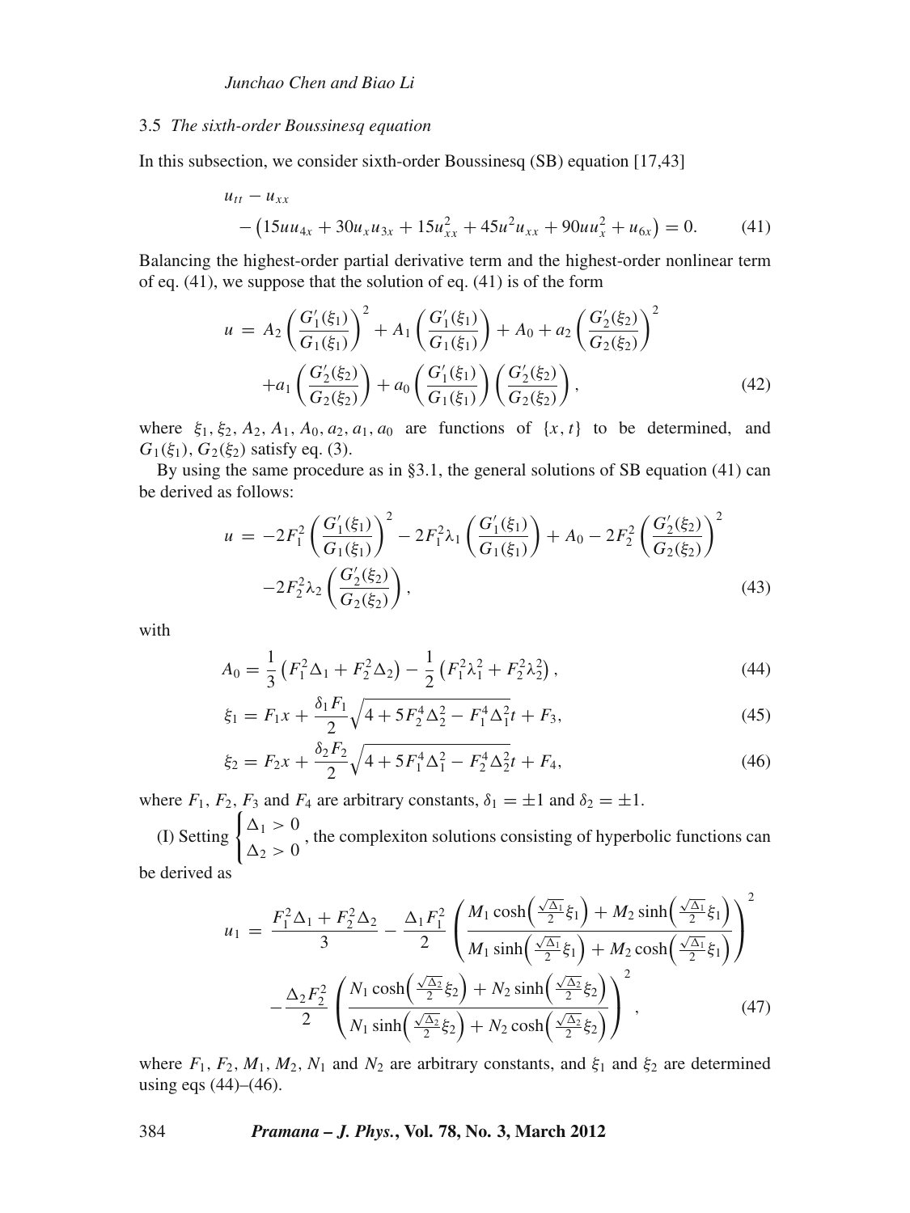### 3.5 *The sixth-order Boussinesq equation*

In this subsection, we consider sixth-order Boussinesq (SB) equation [17,43]

$$
\begin{aligned}
&u_{tt} - u_{xx} \\
&\quad - \left(15uu_{4x} + 30u_x u_{3x} + 15u_{xx}^2 + 45u^2 u_{xx} + 90uu_x^2 + u_{6x}\right) = 0. \qquad (41)
\end{aligned}
$$

Balancing the highest-order partial derivative term and the highest-order nonlinear term of eq. (41), we suppose that the solution of eq. (41) is of the form

$$
\begin{aligned}
u \,=\, & A_2 \left(\frac{G_1'(\xi_1)}{G_1(\xi_1)}\right)^2 + A_1 \left(\frac{G_1'(\xi_1)}{G_1(\xi_1)}\right) + A_0 + a_2 \left(\frac{G_2'(\xi_2)}{G_2(\xi_2)}\right)^2 \\
& + a_1 \left(\frac{G_2'(\xi_2)}{G_2(\xi_2)}\right) + a_0 \left(\frac{G_1'(\xi_1)}{G_1(\xi_1)}\right)\left(\frac{G_2'(\xi_2)}{G_2(\xi_2)}\right), \qquad (42)
\end{aligned}
$$

where $\xi_1, \xi_2, A_2, A_1, A_0, a_2, a_1, a_0$ are functions of $\{x, t\}$ to be determined, and $G_1(\xi_1)$, $G_2(\xi_2)$ satisfy eq. (3).

By using the same procedure as in §3.1, the general solutions of SB equation (41) can be derived as follows:

$$
\begin{aligned}
u \,=\, & -2F_1^2 \left(\frac{G_1'(\xi_1)}{G_1(\xi_1)}\right)^2 - 2F_1^2\lambda_1 \left(\frac{G_1'(\xi_1)}{G_1(\xi_1)}\right) + A_0 - 2F_2^2 \left(\frac{G_2'(\xi_2)}{G_2(\xi_2)}\right)^2 \\
& -2F_2^2\lambda_2 \left(\frac{G_2'(\xi_2)}{G_2(\xi_2)}\right), \qquad (43)
\end{aligned}
$$

with

$$
A_0 = \frac{1}{3}\left(F_1^2\Delta_1 + F_2^2\Delta_2\right) - \frac{1}{2}\left(F_1^2\lambda_1^2 + F_2^2\lambda_2^2\right), \qquad (44)
$$

$$
\xi_1 = F_1 x + \frac{\delta_1 F_1}{2}\sqrt{4 + 5F_2^4\Delta_2^2 - F_1^4\Delta_1^2}\,t + F_3, \qquad (45)
$$

$$
\xi_2 = F_2 x + \frac{\delta_2 F_2}{2}\sqrt{4 + 5F_1^4\Delta_1^2 - F_2^4\Delta_2^2}\,t + F_4, \qquad (46)
$$

where $F_1$, $F_2$, $F_3$ and $F_4$ are arbitrary constants, $\delta_1 = \pm 1$ and $\delta_2 = \pm 1$.

(I) Setting $\begin{cases} \Delta_1 > 0 \\ \Delta_2 > 0 \end{cases}$, the complexiton solutions consisting of hyperbolic functions can be derived as

$$
\begin{aligned}
u_1 \,=\, & \frac{F_1^2\Delta_1 + F_2^2\Delta_2}{3} - \frac{\Delta_1 F_1^2}{2}\left(\frac{M_1\cosh\left(\frac{\sqrt{\Delta_1}}{2}\xi_1\right) + M_2\sinh\left(\frac{\sqrt{\Delta_1}}{2}\xi_1\right)}{M_1\sinh\left(\frac{\sqrt{\Delta_1}}{2}\xi_1\right) + M_2\cosh\left(\frac{\sqrt{\Delta_1}}{2}\xi_1\right)}\right)^2 \\
& - \frac{\Delta_2 F_2^2}{2}\left(\frac{N_1\cosh\left(\frac{\sqrt{\Delta_2}}{2}\xi_2\right) + N_2\sinh\left(\frac{\sqrt{\Delta_2}}{2}\xi_2\right)}{N_1\sinh\left(\frac{\sqrt{\Delta_2}}{2}\xi_2\right) + N_2\cosh\left(\frac{\sqrt{\Delta_2}}{2}\xi_2\right)}\right)^2, \qquad (47)
\end{aligned}
$$

where $F_1$, $F_2$, $M_1$, $M_2$, $N_1$ and $N_2$ are arbitrary constants, and $\xi_1$ and $\xi_2$ are determined using eqs (44)–(46).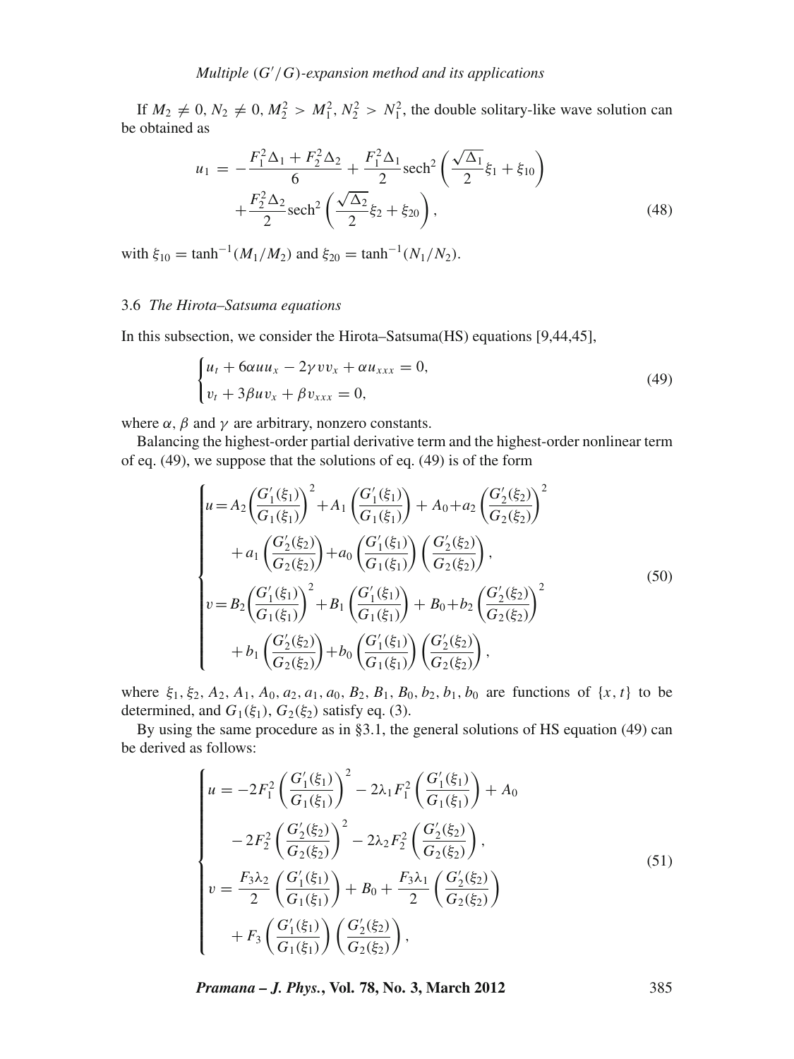If $M_2 \neq 0$, $N_2 \neq 0$, $M_2^2 > M_1^2$, $N_2^2 > N_1^2$, the double solitary-like wave solution can be obtained as

$$
\begin{aligned}
u_1 = & -\frac{F_1^2\Delta_1 + F_2^2\Delta_2}{6} + \frac{F_1^2\Delta_1}{2}\operatorname{sech}^2\left(\frac{\sqrt{\Delta_1}}{2}\xi_1 + \xi_{10}\right) \\
& + \frac{F_2^2\Delta_2}{2}\operatorname{sech}^2\left(\frac{\sqrt{\Delta_2}}{2}\xi_2 + \xi_{20}\right),
\end{aligned} \tag{48}
$$

with $\xi_{10} = \tanh^{-1}(M_1/M_2)$ and $\xi_{20} = \tanh^{-1}(N_1/N_2)$.

### 3.6 *The Hirota–Satsuma equations*

In this subsection, we consider the Hirota–Satsuma(HS) equations [9,44,45],

$$
\begin{cases}
u_t + 6\alpha u u_x - 2\gamma v v_x + \alpha u_{xxx} = 0, \\
v_t + 3\beta u v_x + \beta v_{xxx} = 0,
\end{cases} \tag{49}
$$

where $\alpha$, $\beta$ and $\gamma$ are arbitrary, nonzero constants.

Balancing the highest-order partial derivative term and the highest-order nonlinear term of eq. (49), we suppose that the solutions of eq. (49) is of the form

$$
\begin{cases}
u = A_2\left(\frac{G_1'(\xi_1)}{G_1(\xi_1)}\right)^2 + A_1\left(\frac{G_1'(\xi_1)}{G_1(\xi_1)}\right) + A_0 + a_2\left(\frac{G_2'(\xi_2)}{G_2(\xi_2)}\right)^2 \\
\qquad + a_1\left(\frac{G_2'(\xi_2)}{G_2(\xi_2)}\right) + a_0\left(\frac{G_1'(\xi_1)}{G_1(\xi_1)}\right)\left(\frac{G_2'(\xi_2)}{G_2(\xi_2)}\right), \\
v = B_2\left(\frac{G_1'(\xi_1)}{G_1(\xi_1)}\right)^2 + B_1\left(\frac{G_1'(\xi_1)}{G_1(\xi_1)}\right) + B_0 + b_2\left(\frac{G_2'(\xi_2)}{G_2(\xi_2)}\right)^2 \\
\qquad + b_1\left(\frac{G_2'(\xi_2)}{G_2(\xi_2)}\right) + b_0\left(\frac{G_1'(\xi_1)}{G_1(\xi_1)}\right)\left(\frac{G_2'(\xi_2)}{G_2(\xi_2)}\right),
\end{cases} \tag{50}
$$

where $\xi_1, \xi_2, A_2, A_1, A_0, a_2, a_1, a_0, B_2, B_1, B_0, b_2, b_1, b_0$ are functions of $\{x, t\}$ to be determined, and $G_1(\xi_1)$, $G_2(\xi_2)$ satisfy eq. (3).

By using the same procedure as in §3.1, the general solutions of HS equation (49) can be derived as follows:

$$
\begin{cases}
u = -2F_1^2\left(\frac{G_1'(\xi_1)}{G_1(\xi_1)}\right)^2 - 2\lambda_1 F_1^2\left(\frac{G_1'(\xi_1)}{G_1(\xi_1)}\right) + A_0 \\
\qquad - 2F_2^2\left(\frac{G_2'(\xi_2)}{G_2(\xi_2)}\right)^2 - 2\lambda_2 F_2^2\left(\frac{G_2'(\xi_2)}{G_2(\xi_2)}\right), \\
v = \frac{F_3\lambda_2}{2}\left(\frac{G_1'(\xi_1)}{G_1(\xi_1)}\right) + B_0 + \frac{F_3\lambda_1}{2}\left(\frac{G_2'(\xi_2)}{G_2(\xi_2)}\right) \\
\qquad + F_3\left(\frac{G_1'(\xi_1)}{G_1(\xi_1)}\right)\left(\frac{G_2'(\xi_2)}{G_2(\xi_2)}\right),
\end{cases} \tag{51}
$$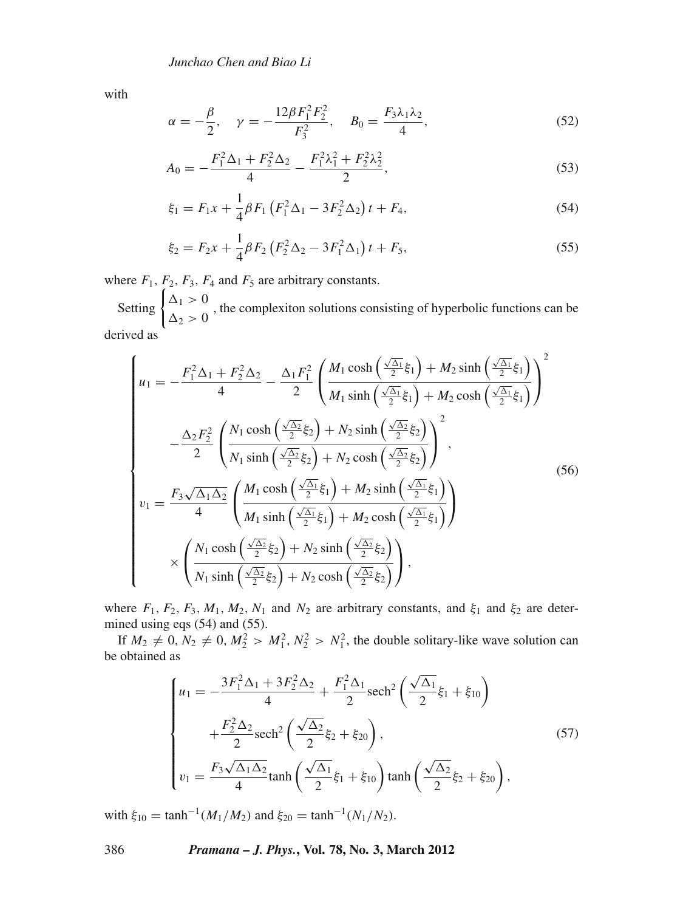with

$$\alpha = -\frac{\beta}{2}, \quad \gamma = -\frac{12\beta F_1^2 F_2^2}{F_3^2}, \quad B_0 = \frac{F_3 \lambda_1 \lambda_2}{4}, \tag{52}$$

$$A_0 = -\frac{F_1^2 \Delta_1 + F_2^2 \Delta_2}{4} - \frac{F_1^2 \lambda_1^2 + F_2^2 \lambda_2^2}{2}, \tag{53}$$

$$\xi_1 = F_1 x + \frac{1}{4}\beta F_1 \left(F_1^2 \Delta_1 - 3F_2^2 \Delta_2\right) t + F_4, \tag{54}$$

$$\xi_2 = F_2 x + \frac{1}{4}\beta F_2 \left(F_2^2 \Delta_2 - 3F_1^2 \Delta_1\right) t + F_5, \tag{55}$$

where $F_1$, $F_2$, $F_3$, $F_4$ and $F_5$ are arbitrary constants.

Setting $\begin{cases} \Delta_1 > 0 \\ \Delta_2 > 0 \end{cases}$, the complexiton solutions consisting of hyperbolic functions can be derived as

$$\begin{cases} u_1 = -\dfrac{F_1^2 \Delta_1 + F_2^2 \Delta_2}{4} - \dfrac{\Delta_1 F_1^2}{2} \left( \dfrac{M_1 \cosh\left(\frac{\sqrt{\Delta_1}}{2}\xi_1\right) + M_2 \sinh\left(\frac{\sqrt{\Delta_1}}{2}\xi_1\right)}{M_1 \sinh\left(\frac{\sqrt{\Delta_1}}{2}\xi_1\right) + M_2 \cosh\left(\frac{\sqrt{\Delta_1}}{2}\xi_1\right)} \right)^2 \\[2ex] \qquad - \dfrac{\Delta_2 F_2^2}{2} \left( \dfrac{N_1 \cosh\left(\frac{\sqrt{\Delta_2}}{2}\xi_2\right) + N_2 \sinh\left(\frac{\sqrt{\Delta_2}}{2}\xi_2\right)}{N_1 \sinh\left(\frac{\sqrt{\Delta_2}}{2}\xi_2\right) + N_2 \cosh\left(\frac{\sqrt{\Delta_2}}{2}\xi_2\right)} \right)^2, \\[2ex] v_1 = \dfrac{F_3 \sqrt{\Delta_1 \Delta_2}}{4} \left( \dfrac{M_1 \cosh\left(\frac{\sqrt{\Delta_1}}{2}\xi_1\right) + M_2 \sinh\left(\frac{\sqrt{\Delta_1}}{2}\xi_1\right)}{M_1 \sinh\left(\frac{\sqrt{\Delta_1}}{2}\xi_1\right) + M_2 \cosh\left(\frac{\sqrt{\Delta_1}}{2}\xi_1\right)} \right) \\[2ex] \qquad \times \left( \dfrac{N_1 \cosh\left(\frac{\sqrt{\Delta_2}}{2}\xi_2\right) + N_2 \sinh\left(\frac{\sqrt{\Delta_2}}{2}\xi_2\right)}{N_1 \sinh\left(\frac{\sqrt{\Delta_2}}{2}\xi_2\right) + N_2 \cosh\left(\frac{\sqrt{\Delta_2}}{2}\xi_2\right)} \right), \end{cases} \tag{56}$$

where $F_1$, $F_2$, $F_3$, $M_1$, $M_2$, $N_1$ and $N_2$ are arbitrary constants, and $\xi_1$ and $\xi_2$ are determined using eqs (54) and (55).

If $M_2 \neq 0$, $N_2 \neq 0$, $M_2^2 > M_1^2$, $N_2^2 > N_1^2$, the double solitary-like wave solution can be obtained as

$$\begin{cases} u_1 = -\dfrac{3F_1^2 \Delta_1 + 3F_2^2 \Delta_2}{4} + \dfrac{F_1^2 \Delta_1}{2} \operatorname{sech}^2\left(\dfrac{\sqrt{\Delta_1}}{2}\xi_1 + \xi_{10}\right) \\[2ex] \qquad + \dfrac{F_2^2 \Delta_2}{2} \operatorname{sech}^2\left(\dfrac{\sqrt{\Delta_2}}{2}\xi_2 + \xi_{20}\right), \\[2ex] v_1 = \dfrac{F_3 \sqrt{\Delta_1 \Delta_2}}{4} \tanh\left(\dfrac{\sqrt{\Delta_1}}{2}\xi_1 + \xi_{10}\right) \tanh\left(\dfrac{\sqrt{\Delta_2}}{2}\xi_2 + \xi_{20}\right), \end{cases} \tag{57}$$

with $\xi_{10} = \tanh^{-1}(M_1/M_2)$ and $\xi_{20} = \tanh^{-1}(N_1/N_2)$.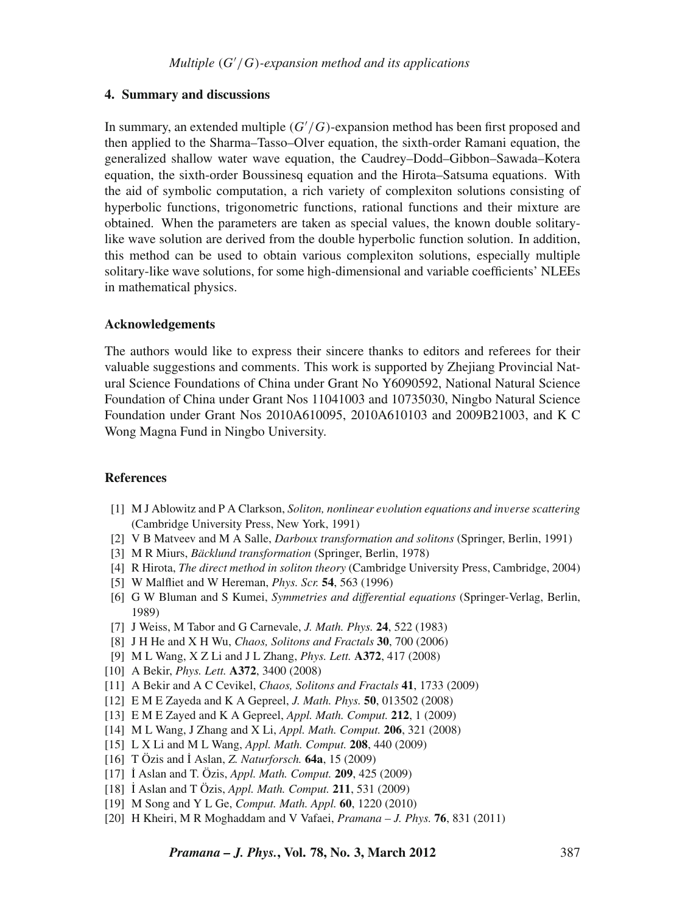## 4. Summary and discussions

In summary, an extended multiple $(G'/G)$-expansion method has been first proposed and then applied to the Sharma–Tasso–Olver equation, the sixth-order Ramani equation, the generalized shallow water wave equation, the Caudrey–Dodd–Gibbon–Sawada–Kotera equation, the sixth-order Boussinesq equation and the Hirota–Satsuma equations. With the aid of symbolic computation, a rich variety of complexiton solutions consisting of hyperbolic functions, trigonometric functions, rational functions and their mixture are obtained. When the parameters are taken as special values, the known double solitary-like wave solution are derived from the double hyperbolic function solution. In addition, this method can be used to obtain various complexiton solutions, especially multiple solitary-like wave solutions, for some high-dimensional and variable coefficients' NLEEs in mathematical physics.

### Acknowledgements

The authors would like to express their sincere thanks to editors and referees for their valuable suggestions and comments. This work is supported by Zhejiang Provincial Natural Science Foundations of China under Grant No Y6090592, National Natural Science Foundation of China under Grant Nos 11041003 and 10735030, Ningbo Natural Science Foundation under Grant Nos 2010A610095, 2010A610103 and 2009B21003, and K C Wong Magna Fund in Ningbo University.

### References

[1] M J Ablowitz and P A Clarkson, *Soliton, nonlinear evolution equations and inverse scattering* (Cambridge University Press, New York, 1991)

[2] V B Matveev and M A Salle, *Darboux transformation and solitons* (Springer, Berlin, 1991)

[3] M R Miurs, *Bäcklund transformation* (Springer, Berlin, 1978)

[4] R Hirota, *The direct method in soliton theory* (Cambridge University Press, Cambridge, 2004)

[5] W Malfliet and W Hereman, *Phys. Scr.* **54**, 563 (1996)

[6] G W Bluman and S Kumei, *Symmetries and differential equations* (Springer-Verlag, Berlin, 1989)

[7] J Weiss, M Tabor and G Carnevale, *J. Math. Phys.* **24**, 522 (1983)

[8] J H He and X H Wu, *Chaos, Solitons and Fractals* **30**, 700 (2006)

[9] M L Wang, X Z Li and J L Zhang, *Phys. Lett.* **A372**, 417 (2008)

[10] A Bekir, *Phys. Lett.* **A372**, 3400 (2008)

[11] A Bekir and A C Cevikel, *Chaos, Solitons and Fractals* **41**, 1733 (2009)

[12] E M E Zayeda and K A Gepreel, *J. Math. Phys.* **50**, 013502 (2008)

[13] E M E Zayed and K A Gepreel, *Appl. Math. Comput.* **212**, 1 (2009)

[14] M L Wang, J Zhang and X Li, *Appl. Math. Comput.* **206**, 321 (2008)

[15] L X Li and M L Wang, *Appl. Math. Comput.* **208**, 440 (2009)

[16] T Özis and İ Aslan, *Z. Naturforsch.* **64a**, 15 (2009)

[17] İ Aslan and T. Özis, *Appl. Math. Comput.* **209**, 425 (2009)

[18] İ Aslan and T Özis, *Appl. Math. Comput.* **211**, 531 (2009)

[19] M Song and Y L Ge, *Comput. Math. Appl.* **60**, 1220 (2010)

[20] H Kheiri, M R Moghaddam and V Vafaei, *Pramana – J. Phys.* **76**, 831 (2011)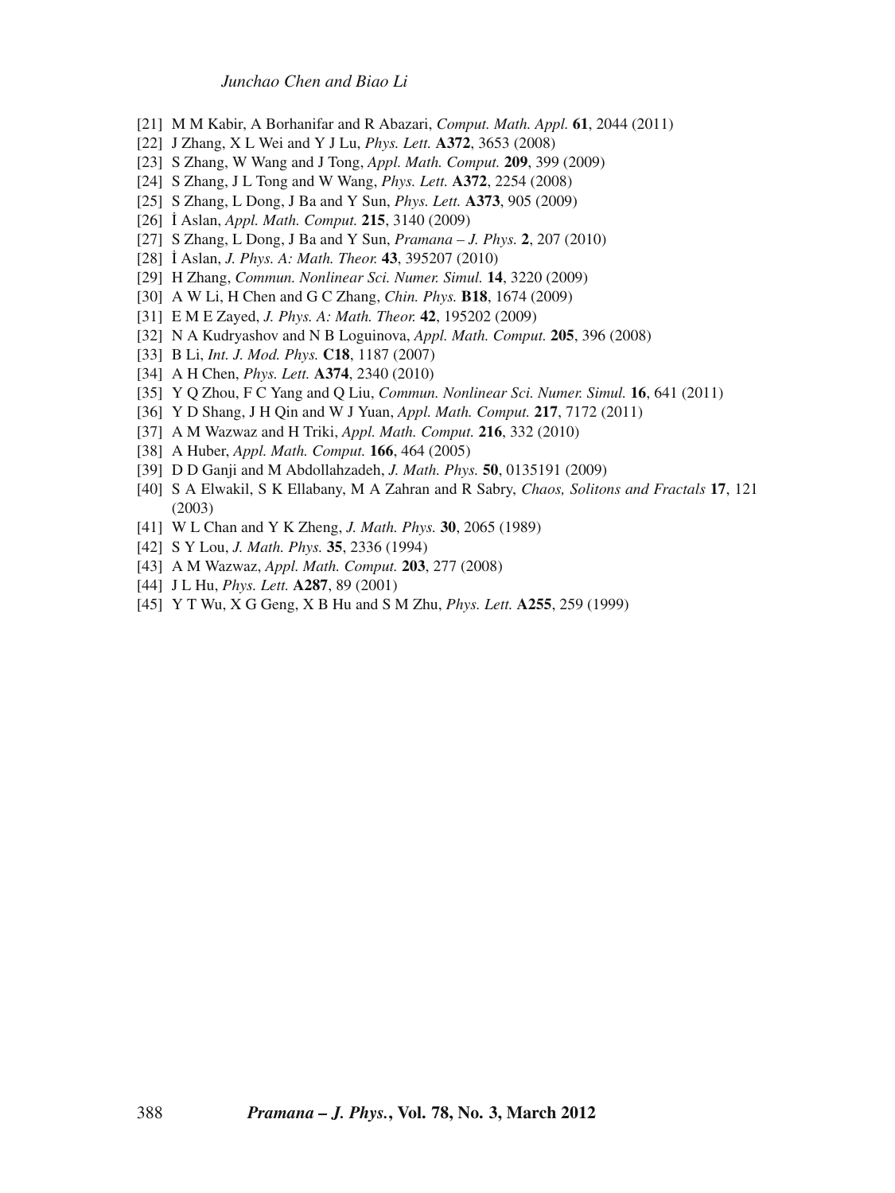[21] M M Kabir, A Borhanifar and R Abazari, *Comput. Math. Appl.* **61**, 2044 (2011)
[22] J Zhang, X L Wei and Y J Lu, *Phys. Lett.* **A372**, 3653 (2008)
[23] S Zhang, W Wang and J Tong, *Appl. Math. Comput.* **209**, 399 (2009)
[24] S Zhang, J L Tong and W Wang, *Phys. Lett.* **A372**, 2254 (2008)
[25] S Zhang, L Dong, J Ba and Y Sun, *Phys. Lett.* **A373**, 905 (2009)
[26] İ Aslan, *Appl. Math. Comput.* **215**, 3140 (2009)
[27] S Zhang, L Dong, J Ba and Y Sun, *Pramana – J. Phys.* **2**, 207 (2010)
[28] İ Aslan, *J. Phys. A: Math. Theor.* **43**, 395207 (2010)
[29] H Zhang, *Commun. Nonlinear Sci. Numer. Simul.* **14**, 3220 (2009)
[30] A W Li, H Chen and G C Zhang, *Chin. Phys.* **B18**, 1674 (2009)
[31] E M E Zayed, *J. Phys. A: Math. Theor.* **42**, 195202 (2009)
[32] N A Kudryashov and N B Loguinova, *Appl. Math. Comput.* **205**, 396 (2008)
[33] B Li, *Int. J. Mod. Phys.* **C18**, 1187 (2007)
[34] A H Chen, *Phys. Lett.* **A374**, 2340 (2010)
[35] Y Q Zhou, F C Yang and Q Liu, *Commun. Nonlinear Sci. Numer. Simul.* **16**, 641 (2011)
[36] Y D Shang, J H Qin and W J Yuan, *Appl. Math. Comput.* **217**, 7172 (2011)
[37] A M Wazwaz and H Triki, *Appl. Math. Comput.* **216**, 332 (2010)
[38] A Huber, *Appl. Math. Comput.* **166**, 464 (2005)
[39] D D Ganji and M Abdollahzadeh, *J. Math. Phys.* **50**, 0135191 (2009)
[40] S A Elwakil, S K Ellabany, M A Zahran and R Sabry, *Chaos, Solitons and Fractals* **17**, 121 (2003)
[41] W L Chan and Y K Zheng, *J. Math. Phys.* **30**, 2065 (1989)
[42] S Y Lou, *J. Math. Phys.* **35**, 2336 (1994)
[43] A M Wazwaz, *Appl. Math. Comput.* **203**, 277 (2008)
[44] J L Hu, *Phys. Lett.* **A287**, 89 (2001)
[45] Y T Wu, X G Geng, X B Hu and S M Zhu, *Phys. Lett.* **A255**, 259 (1999)